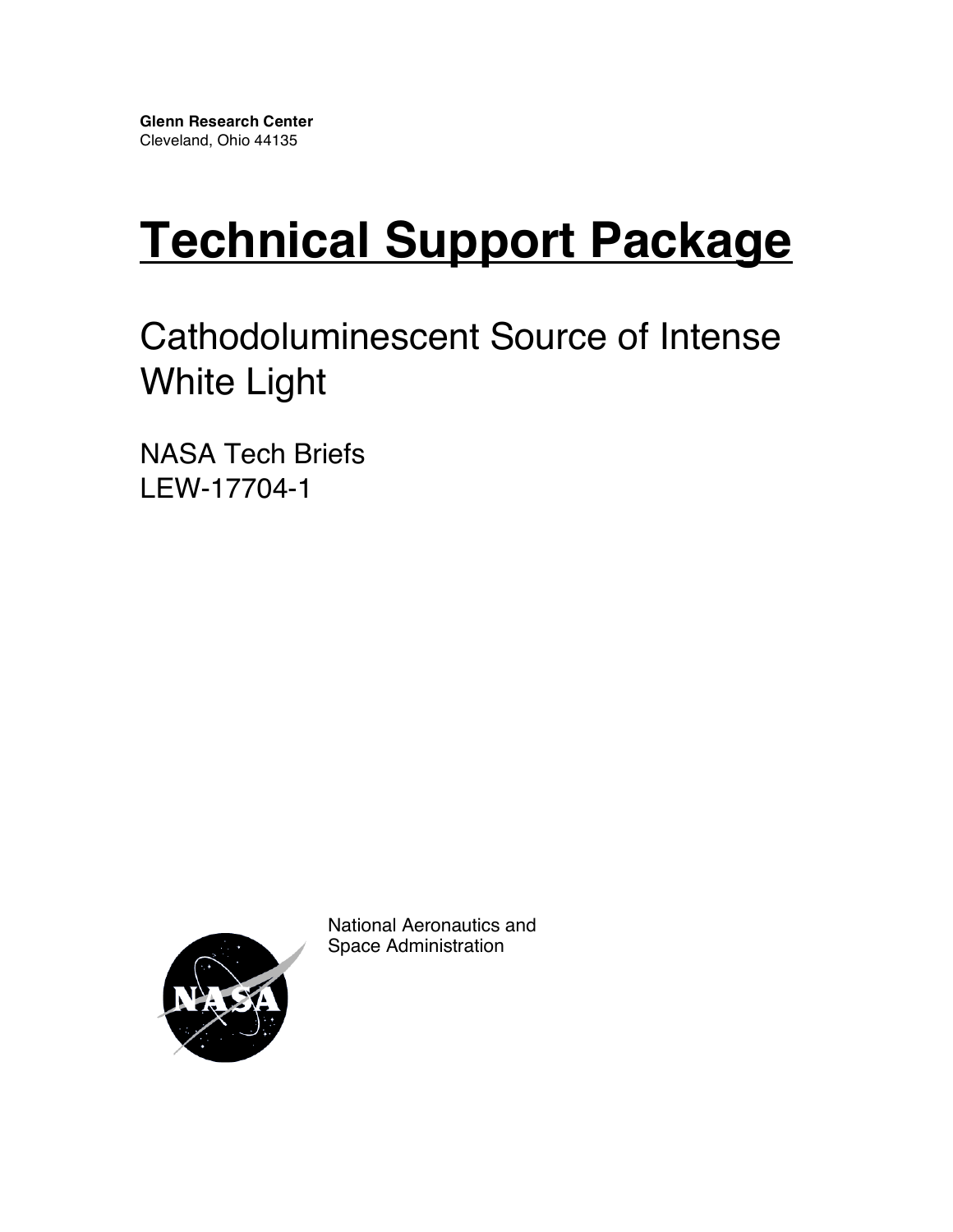**Glenn Research Center**
Cleveland, Ohio 44135

# Technical Support Package

## Cathodoluminescent Source of Intense White Light

NASA Tech Briefs
LEW-17704-1

National Aeronautics and
Space Administration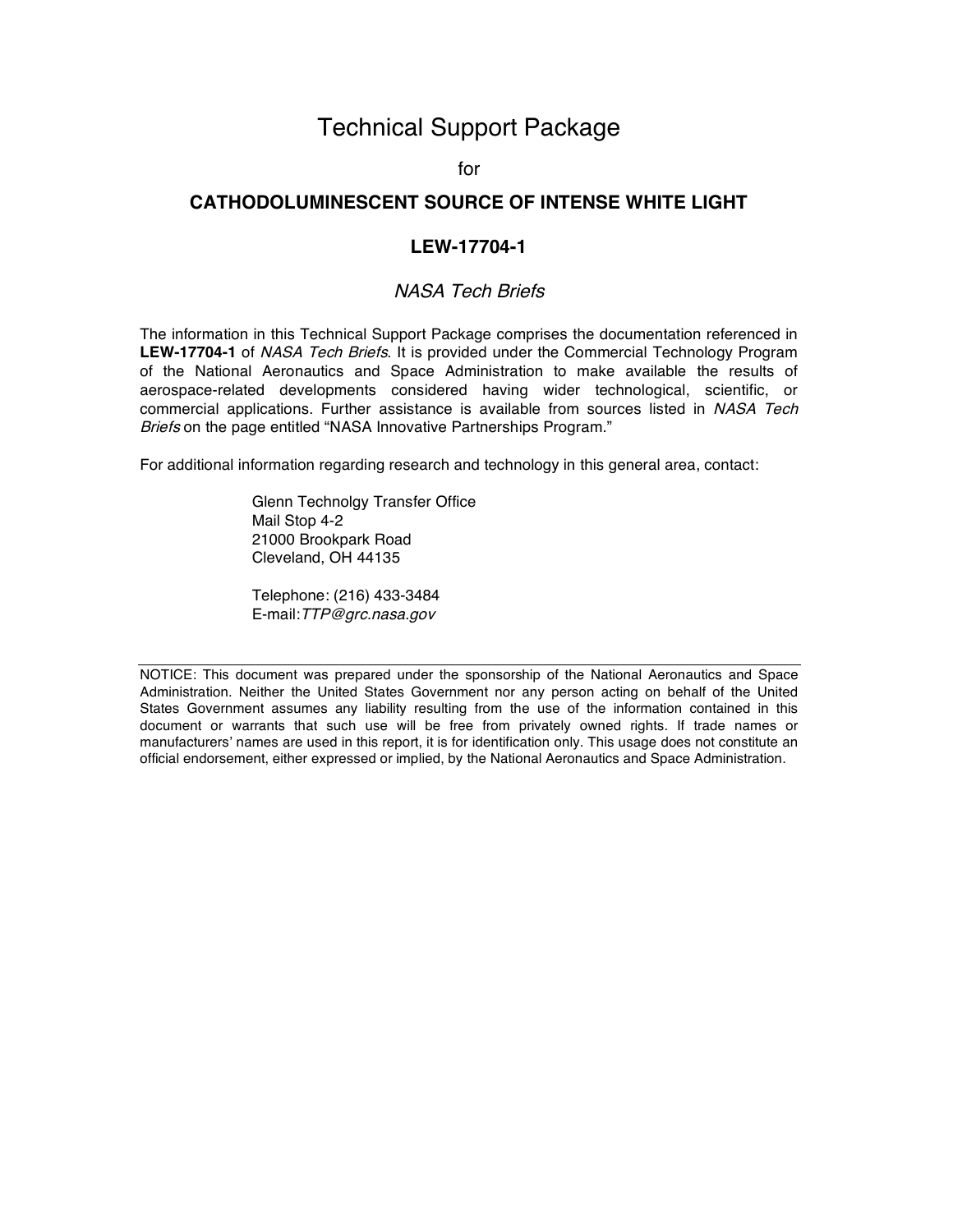# Technical Support Package

for

## CATHODOLUMINESCENT SOURCE OF INTENSE WHITE LIGHT

### LEW-17704-1

*NASA Tech Briefs*

The information in this Technical Support Package comprises the documentation referenced in **LEW-17704-1** of *NASA Tech Briefs*. It is provided under the Commercial Technology Program of the National Aeronautics and Space Administration to make available the results of aerospace-related developments considered having wider technological, scientific, or commercial applications. Further assistance is available from sources listed in *NASA Tech Briefs* on the page entitled "NASA Innovative Partnerships Program."

For additional information regarding research and technology in this general area, contact:

Glenn Technolgy Transfer Office
Mail Stop 4-2
21000 Brookpark Road
Cleveland, OH 44135

Telephone: (216) 433-3484
E-mail: *TTP@grc.nasa.gov*

---

NOTICE: This document was prepared under the sponsorship of the National Aeronautics and Space Administration. Neither the United States Government nor any person acting on behalf of the United States Government assumes any liability resulting from the use of the information contained in this document or warrants that such use will be free from privately owned rights. If trade names or manufacturers' names are used in this report, it is for identification only. This usage does not constitute an official endorsement, either expressed or implied, by the National Aeronautics and Space Administration.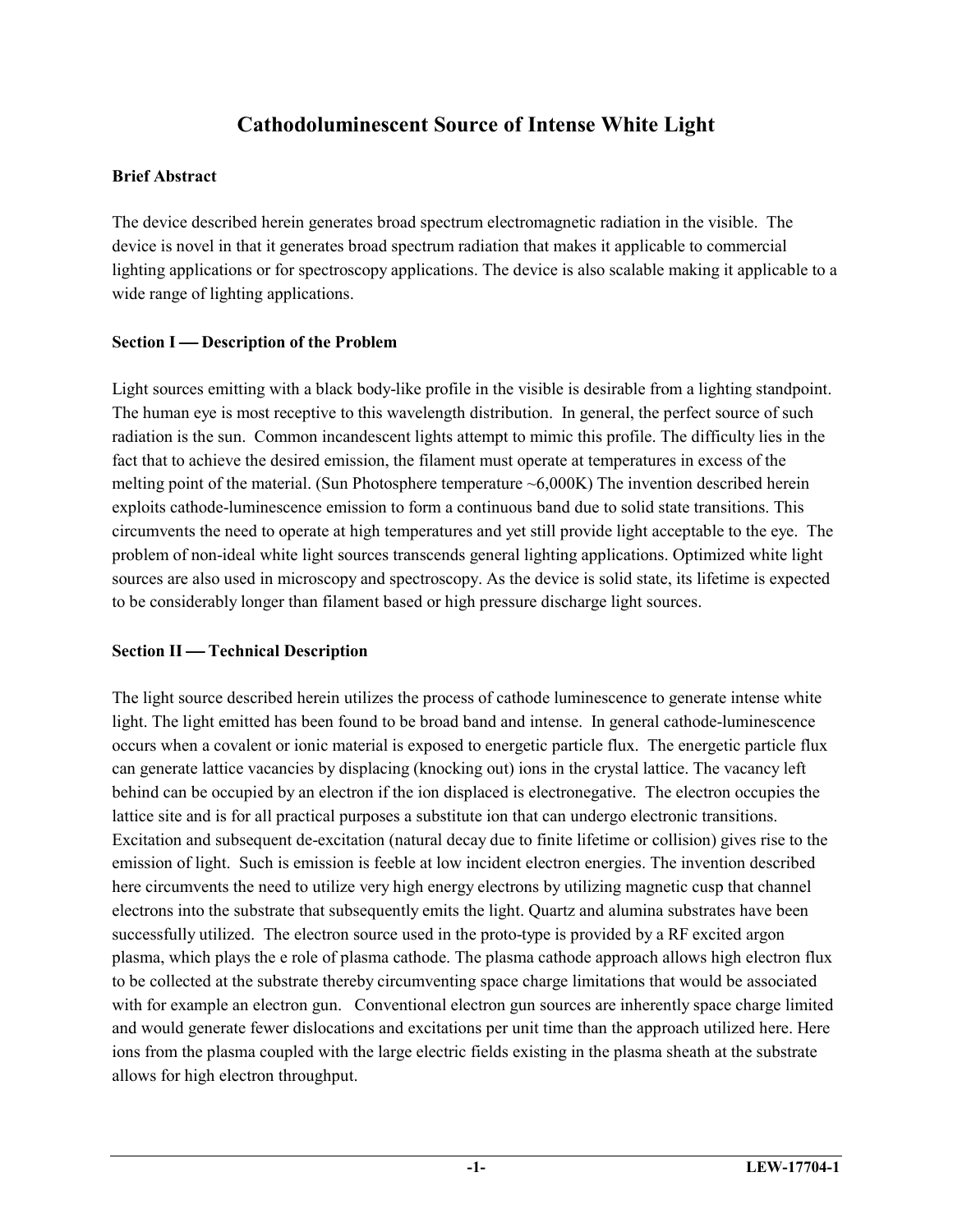# Cathodoluminescent Source of Intense White Light

**Brief Abstract**

The device described herein generates broad spectrum electromagnetic radiation in the visible. The device is novel in that it generates broad spectrum radiation that makes it applicable to commercial lighting applications or for spectroscopy applications. The device is also scalable making it applicable to a wide range of lighting applications.

**Section I — Description of the Problem**

Light sources emitting with a black body-like profile in the visible is desirable from a lighting standpoint. The human eye is most receptive to this wavelength distribution. In general, the perfect source of such radiation is the sun. Common incandescent lights attempt to mimic this profile. The difficulty lies in the fact that to achieve the desired emission, the filament must operate at temperatures in excess of the melting point of the material. (Sun Photosphere temperature ~6,000K) The invention described herein exploits cathode-luminescence emission to form a continuous band due to solid state transitions. This circumvents the need to operate at high temperatures and yet still provide light acceptable to the eye. The problem of non-ideal white light sources transcends general lighting applications. Optimized white light sources are also used in microscopy and spectroscopy. As the device is solid state, its lifetime is expected to be considerably longer than filament based or high pressure discharge light sources.

**Section II — Technical Description**

The light source described herein utilizes the process of cathode luminescence to generate intense white light. The light emitted has been found to be broad band and intense. In general cathode-luminescence occurs when a covalent or ionic material is exposed to energetic particle flux. The energetic particle flux can generate lattice vacancies by displacing (knocking out) ions in the crystal lattice. The vacancy left behind can be occupied by an electron if the ion displaced is electronegative. The electron occupies the lattice site and is for all practical purposes a substitute ion that can undergo electronic transitions. Excitation and subsequent de-excitation (natural decay due to finite lifetime or collision) gives rise to the emission of light. Such is emission is feeble at low incident electron energies. The invention described here circumvents the need to utilize very high energy electrons by utilizing magnetic cusp that channel electrons into the substrate that subsequently emits the light. Quartz and alumina substrates have been successfully utilized. The electron source used in the proto-type is provided by a RF excited argon plasma, which plays the e role of plasma cathode. The plasma cathode approach allows high electron flux to be collected at the substrate thereby circumventing space charge limitations that would be associated with for example an electron gun. Conventional electron gun sources are inherently space charge limited and would generate fewer dislocations and excitations per unit time than the approach utilized here. Here ions from the plasma coupled with the large electric fields existing in the plasma sheath at the substrate allows for high electron throughput.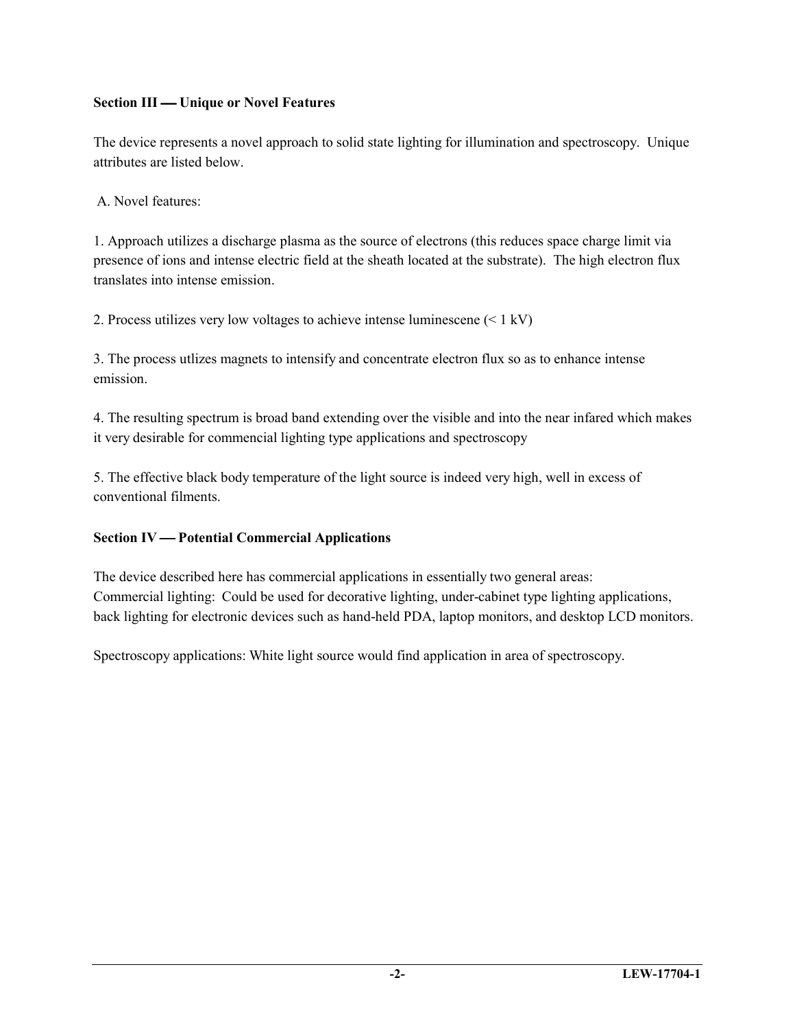## Section III — Unique or Novel Features

The device represents a novel approach to solid state lighting for illumination and spectroscopy. Unique attributes are listed below.

A. Novel features:

1. Approach utilizes a discharge plasma as the source of electrons (this reduces space charge limit via presence of ions and intense electric field at the sheath located at the substrate). The high electron flux translates into intense emission.

2. Process utilizes very low voltages to achieve intense luminescene (< 1 kV)

3. The process utlizes magnets to intensify and concentrate electron flux so as to enhance intense emission.

4. The resulting spectrum is broad band extending over the visible and into the near infared which makes it very desirable for commencial lighting type applications and spectroscopy

5. The effective black body temperature of the light source is indeed very high, well in excess of conventional filments.

## Section IV — Potential Commercial Applications

The device described here has commercial applications in essentially two general areas:
Commercial lighting: Could be used for decorative lighting, under-cabinet type lighting applications, back lighting for electronic devices such as hand-held PDA, laptop monitors, and desktop LCD monitors.

Spectroscopy applications: White light source would find application in area of spectroscopy.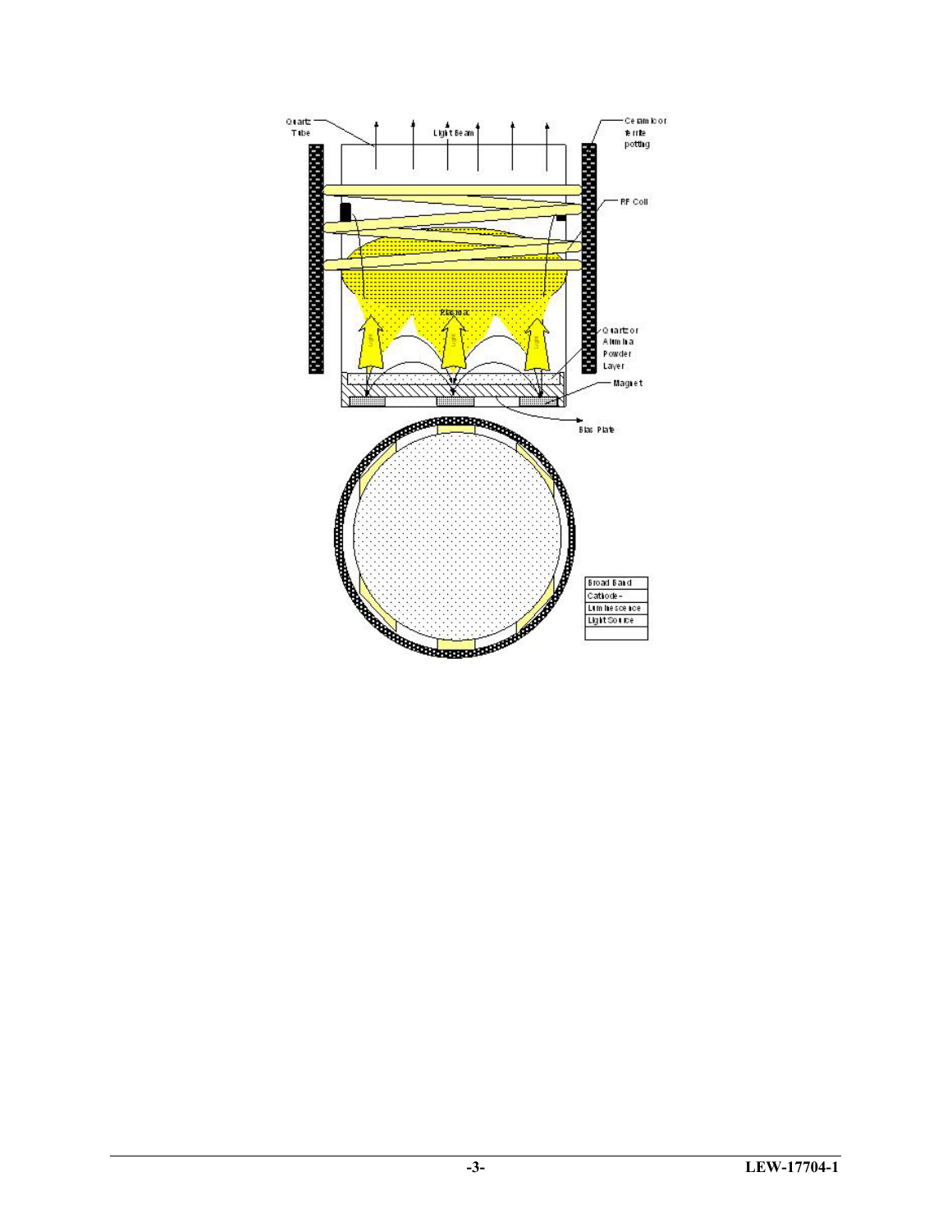Quartz Tube

Light Beam

Ceramic or ferrite potting

RF Coil

Plasma

Light

Light

Light

Quartz or Alumina Powder Layer

Magnet

Bias Plate

Broad Band Cathode-Luminescence Light Source